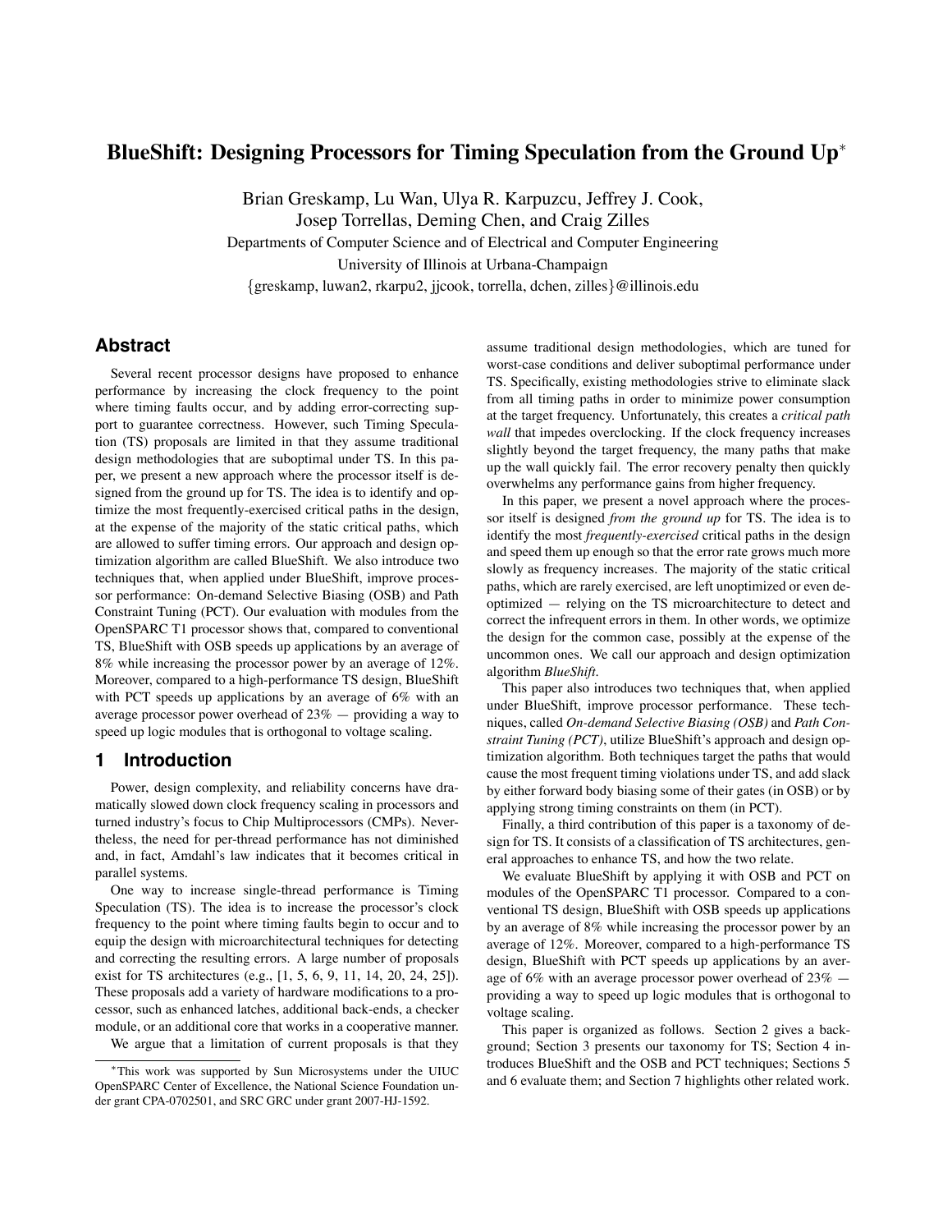# BlueShift: Designing Processors for Timing Speculation from the Ground Up*

Brian Greskamp, Lu Wan, Ulya R. Karpuzcu, Jeffrey J. Cook, Josep Torrellas, Deming Chen, and Craig Zilles

Departments of Computer Science and of Electrical and Computer Engineering
University of Illinois at Urbana-Champaign
{greskamp, luwan2, rkarpu2, jjcook, torrella, dchen, zilles}@illinois.edu

## Abstract

Several recent processor designs have proposed to enhance performance by increasing the clock frequency to the point where timing faults occur, and by adding error-correcting support to guarantee correctness. However, such Timing Speculation (TS) proposals are limited in that they assume traditional design methodologies that are suboptimal under TS. In this paper, we present a new approach where the processor itself is designed from the ground up for TS. The idea is to identify and optimize the most frequently-exercised critical paths in the design, at the expense of the majority of the static critical paths, which are allowed to suffer timing errors. Our approach and design optimization algorithm are called BlueShift. We also introduce two techniques that, when applied under BlueShift, improve processor performance: On-demand Selective Biasing (OSB) and Path Constraint Tuning (PCT). Our evaluation with modules from the OpenSPARC T1 processor shows that, compared to conventional TS, BlueShift with OSB speeds up applications by an average of 8% while increasing the processor power by an average of 12%. Moreover, compared to a high-performance TS design, BlueShift with PCT speeds up applications by an average of 6% with an average processor power overhead of 23% — providing a way to speed up logic modules that is orthogonal to voltage scaling.

## 1 Introduction

Power, design complexity, and reliability concerns have dramatically slowed down clock frequency scaling in processors and turned industry's focus to Chip Multiprocessors (CMPs). Nevertheless, the need for per-thread performance has not diminished and, in fact, Amdahl's law indicates that it becomes critical in parallel systems.

One way to increase single-thread performance is Timing Speculation (TS). The idea is to increase the processor's clock frequency to the point where timing faults begin to occur and to equip the design with microarchitectural techniques for detecting and correcting the resulting errors. A large number of proposals exist for TS architectures (e.g., [1, 5, 6, 9, 11, 14, 20, 24, 25]). These proposals add a variety of hardware modifications to a processor, such as enhanced latches, additional back-ends, a checker module, or an additional core that works in a cooperative manner.

We argue that a limitation of current proposals is that they assume traditional design methodologies, which are tuned for worst-case conditions and deliver suboptimal performance under TS. Specifically, existing methodologies strive to eliminate slack from all timing paths in order to minimize power consumption at the target frequency. Unfortunately, this creates a *critical path wall* that impedes overclocking. If the clock frequency increases slightly beyond the target frequency, the many paths that make up the wall quickly fail. The error recovery penalty then quickly overwhelms any performance gains from higher frequency.

In this paper, we present a novel approach where the processor itself is designed *from the ground up* for TS. The idea is to identify the most *frequently-exercised* critical paths in the design and speed them up enough so that the error rate grows much more slowly as frequency increases. The majority of the static critical paths, which are rarely exercised, are left unoptimized or even deoptimized — relying on the TS microarchitecture to detect and correct the infrequent errors in them. In other words, we optimize the design for the common case, possibly at the expense of the uncommon ones. We call our approach and design optimization algorithm *BlueShift*.

This paper also introduces two techniques that, when applied under BlueShift, improve processor performance. These techniques, called *On-demand Selective Biasing (OSB)* and *Path Constraint Tuning (PCT)*, utilize BlueShift's approach and design optimization algorithm. Both techniques target the paths that would cause the most frequent timing violations under TS, and add slack by either forward body biasing some of their gates (in OSB) or by applying strong timing constraints on them (in PCT).

Finally, a third contribution of this paper is a taxonomy of design for TS. It consists of a classification of TS architectures, general approaches to enhance TS, and how the two relate.

We evaluate BlueShift by applying it with OSB and PCT on modules of the OpenSPARC T1 processor. Compared to a conventional TS design, BlueShift with OSB speeds up applications by an average of 8% while increasing the processor power by an average of 12%. Moreover, compared to a high-performance TS design, BlueShift with PCT speeds up applications by an average of 6% with an average processor power overhead of 23% — providing a way to speed up logic modules that is orthogonal to voltage scaling.

This paper is organized as follows. Section 2 gives a background; Section 3 presents our taxonomy for TS; Section 4 introduces BlueShift and the OSB and PCT techniques; Sections 5 and 6 evaluate them; and Section 7 highlights other related work.

*This work was supported by Sun Microsystems under the UIUC OpenSPARC Center of Excellence, the National Science Foundation under grant CPA-0702501, and SRC GRC under grant 2007-HJ-1592.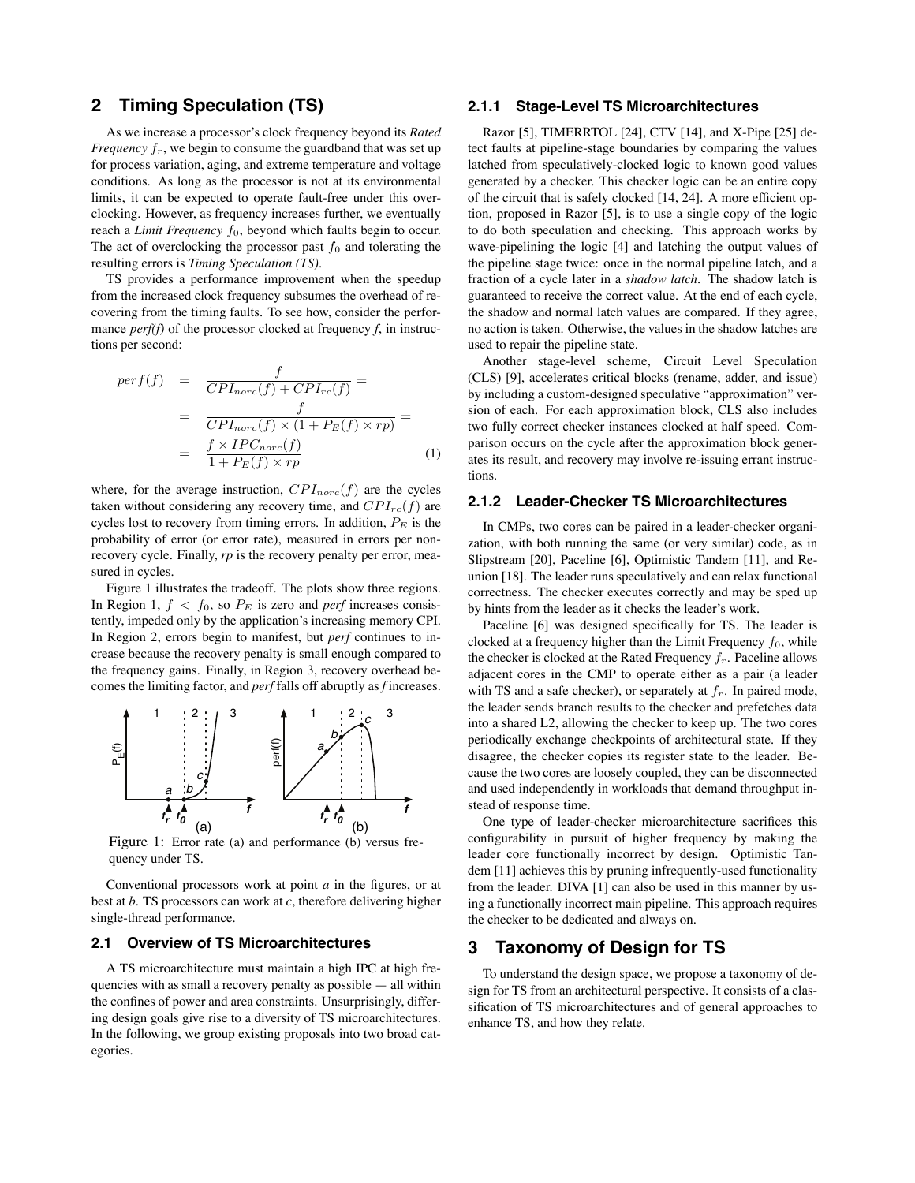## 2 Timing Speculation (TS)

As we increase a processor's clock frequency beyond its *Rated Frequency* $f_r$, we begin to consume the guardband that was set up for process variation, aging, and extreme temperature and voltage conditions. As long as the processor is not at its environmental limits, it can be expected to operate fault-free under this overclocking. However, as frequency increases further, we eventually reach a *Limit Frequency* $f_0$, beyond which faults begin to occur. The act of overclocking the processor past $f_0$ and tolerating the resulting errors is *Timing Speculation (TS)*.

TS provides a performance improvement when the speedup from the increased clock frequency subsumes the overhead of recovering from the timing faults. To see how, consider the performance *perf(f)* of the processor clocked at frequency *f*, in instructions per second:

$$
\begin{aligned}
perf(f) &= \frac{f}{CPI_{norc}(f) + CPI_{rc}(f)} = \\
&= \frac{f}{CPI_{norc}(f) \times (1 + P_E(f) \times rp)} = \\
&= \frac{f \times IPC_{norc}(f)}{1 + P_E(f) \times rp}
\end{aligned}
\tag{1}
$$

where, for the average instruction, $CPI_{norc}(f)$ are the cycles taken without considering any recovery time, and $CPI_{rc}(f)$ are cycles lost to recovery from timing errors. In addition, $P_E$ is the probability of error (or error rate), measured in errors per non-recovery cycle. Finally, *rp* is the recovery penalty per error, measured in cycles.

Figure 1 illustrates the tradeoff. The plots show three regions. In Region 1, $f < f_0$, so $P_E$ is zero and *perf* increases consistently, impeded only by the application's increasing memory CPI. In Region 2, errors begin to manifest, but *perf* continues to increase because the recovery penalty is small enough compared to the frequency gains. Finally, in Region 3, recovery overhead becomes the limiting factor, and *perf* falls off abruptly as *f* increases.

Figure 1: Error rate (a) and performance (b) versus frequency under TS.

Conventional processors work at point *a* in the figures, or at best at *b*. TS processors can work at *c*, therefore delivering higher single-thread performance.

### 2.1 Overview of TS Microarchitectures

A TS microarchitecture must maintain a high IPC at high frequencies with as small a recovery penalty as possible — all within the confines of power and area constraints. Unsurprisingly, differing design goals give rise to a diversity of TS microarchitectures. In the following, we group existing proposals into two broad categories.

#### 2.1.1 Stage-Level TS Microarchitectures

Razor [5], TIMERRTOL [24], CTV [14], and X-Pipe [25] detect faults at pipeline-stage boundaries by comparing the values latched from speculatively-clocked logic to known good values generated by a checker. This checker logic can be an entire copy of the circuit that is safely clocked [14, 24]. A more efficient option, proposed in Razor [5], is to use a single copy of the logic to do both speculation and checking. This approach works by wave-pipelining the logic [4] and latching the output values of the pipeline stage twice: once in the normal pipeline latch, and a fraction of a cycle later in a *shadow latch*. The shadow latch is guaranteed to receive the correct value. At the end of each cycle, the shadow and normal latch values are compared. If they agree, no action is taken. Otherwise, the values in the shadow latches are used to repair the pipeline state.

Another stage-level scheme, Circuit Level Speculation (CLS) [9], accelerates critical blocks (rename, adder, and issue) by including a custom-designed speculative "approximation" version of each. For each approximation block, CLS also includes two fully correct checker instances clocked at half speed. Comparison occurs on the cycle after the approximation block generates its result, and recovery may involve re-issuing errant instructions.

#### 2.1.2 Leader-Checker TS Microarchitectures

In CMPs, two cores can be paired in a leader-checker organization, with both running the same (or very similar) code, as in Slipstream [20], Paceline [6], Optimistic Tandem [11], and Reunion [18]. The leader runs speculatively and can relax functional correctness. The checker executes correctly and may be sped up by hints from the leader as it checks the leader's work.

Paceline [6] was designed specifically for TS. The leader is clocked at a frequency higher than the Limit Frequency $f_0$, while the checker is clocked at the Rated Frequency $f_r$. Paceline allows adjacent cores in the CMP to operate either as a pair (a leader with TS and a safe checker), or separately at $f_r$. In paired mode, the leader sends branch results to the checker and prefetches data into a shared L2, allowing the checker to keep up. The two cores periodically exchange checkpoints of architectural state. If they disagree, the checker copies its register state to the leader. Because the two cores are loosely coupled, they can be disconnected and used independently in workloads that demand throughput instead of response time.

One type of leader-checker microarchitecture sacrifices this configurability in pursuit of higher frequency by making the leader core functionally incorrect by design. Optimistic Tandem [11] achieves this by pruning infrequently-used functionality from the leader. DIVA [1] can also be used in this manner by using a functionally incorrect main pipeline. This approach requires the checker to be dedicated and always on.

## 3 Taxonomy of Design for TS

To understand the design space, we propose a taxonomy of design for TS from an architectural perspective. It consists of a classification of TS microarchitectures and of general approaches to enhance TS, and how they relate.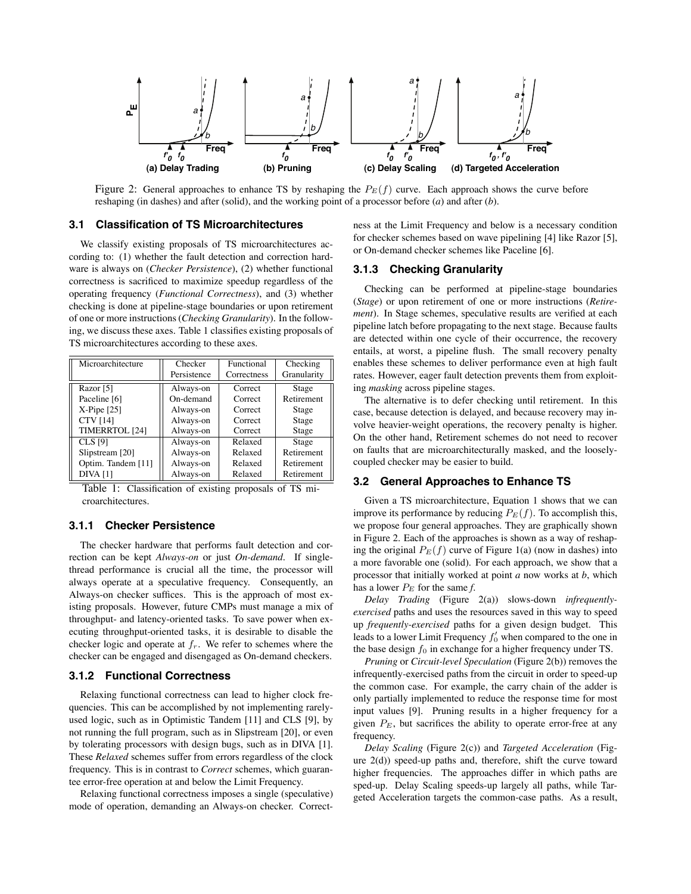Figure 2: General approaches to enhance TS by reshaping the $P_E(f)$ curve. Each approach shows the curve before reshaping (in dashes) and after (solid), and the working point of a processor before (*a*) and after (*b*).

### 3.1 Classification of TS Microarchitectures

We classify existing proposals of TS microarchitectures according to: (1) whether the fault detection and correction hardware is always on (*Checker Persistence*), (2) whether functional correctness is sacrificed to maximize speedup regardless of the operating frequency (*Functional Correctness*), and (3) whether checking is done at pipeline-stage boundaries or upon retirement of one or more instructions (*Checking Granularity*). In the following, we discuss these axes. Table 1 classifies existing proposals of TS microarchitectures according to these axes.

| Microarchitecture | Checker Persistence | Functional Correctness | Checking Granularity |
|---|---|---|---|
| Razor [5] | Always-on | Correct | Stage |
| Paceline [6] | On-demand | Correct | Retirement |
| X-Pipe [25] | Always-on | Correct | Stage |
| CTV [14] | Always-on | Correct | Stage |
| TIMERRTOL [24] | Always-on | Correct | Stage |
| CLS [9] | Always-on | Relaxed | Stage |
| Slipstream [20] | Always-on | Relaxed | Retirement |
| Optim. Tandem [11] | Always-on | Relaxed | Retirement |
| DIVA [1] | Always-on | Relaxed | Retirement |

Table 1: Classification of existing proposals of TS microarchitectures.

#### 3.1.1 Checker Persistence

The checker hardware that performs fault detection and correction can be kept *Always-on* or just *On-demand*. If single-thread performance is crucial all the time, the processor will always operate at a speculative frequency. Consequently, an Always-on checker suffices. This is the approach of most existing proposals. However, future CMPs must manage a mix of throughput- and latency-oriented tasks. To save power when executing throughput-oriented tasks, it is desirable to disable the checker logic and operate at $f_r$. We refer to schemes where the checker can be engaged and disengaged as On-demand checkers.

#### 3.1.2 Functional Correctness

Relaxing functional correctness can lead to higher clock frequencies. This can be accomplished by not implementing rarely-used logic, such as in Optimistic Tandem [11] and CLS [9], by not running the full program, such as in Slipstream [20], or even by tolerating processors with design bugs, such as in DIVA [1]. These *Relaxed* schemes suffer from errors regardless of the clock frequency. This is in contrast to *Correct* schemes, which guarantee error-free operation at and below the Limit Frequency.

Relaxing functional correctness imposes a single (speculative) mode of operation, demanding an Always-on checker. Correctness at the Limit Frequency and below is a necessary condition for checker schemes based on wave pipelining [4] like Razor [5], or On-demand checker schemes like Paceline [6].

#### 3.1.3 Checking Granularity

Checking can be performed at pipeline-stage boundaries (*Stage*) or upon retirement of one or more instructions (*Retirement*). In Stage schemes, speculative results are verified at each pipeline latch before propagating to the next stage. Because faults are detected within one cycle of their occurrence, the recovery entails, at worst, a pipeline flush. The small recovery penalty enables these schemes to deliver performance even at high fault rates. However, eager fault detection prevents them from exploiting *masking* across pipeline stages.

The alternative is to defer checking until retirement. In this case, because detection is delayed, and because recovery may involve heavier-weight operations, the recovery penalty is higher. On the other hand, Retirement schemes do not need to recover on faults that are microarchitecturally masked, and the loosely-coupled checker may be easier to build.

### 3.2 General Approaches to Enhance TS

Given a TS microarchitecture, Equation 1 shows that we can improve its performance by reducing $P_E(f)$. To accomplish this, we propose four general approaches. They are graphically shown in Figure 2. Each of the approaches is shown as a way of reshaping the original $P_E(f)$ curve of Figure 1(a) (now in dashes) into a more favorable one (solid). For each approach, we show that a processor that initially worked at point *a* now works at *b*, which has a lower $P_E$ for the same *f*.

*Delay Trading* (Figure 2(a)) slows-down *infrequently-exercised* paths and uses the resources saved in this way to speed up *frequently-exercised* paths for a given design budget. This leads to a lower Limit Frequency $f'_0$ when compared to the one in the base design $f_0$ in exchange for a higher frequency under TS.

*Pruning* or *Circuit-level Speculation* (Figure 2(b)) removes the infrequently-exercised paths from the circuit in order to speed-up the common case. For example, the carry chain of the adder is only partially implemented to reduce the response time for most input values [9]. Pruning results in a higher frequency for a given $P_E$, but sacrifices the ability to operate error-free at any frequency.

*Delay Scaling* (Figure 2(c)) and *Targeted Acceleration* (Figure 2(d)) speed-up paths and, therefore, shift the curve toward higher frequencies. The approaches differ in which paths are sped-up. Delay Scaling speeds-up largely all paths, while Targeted Acceleration targets the common-case paths. As a result,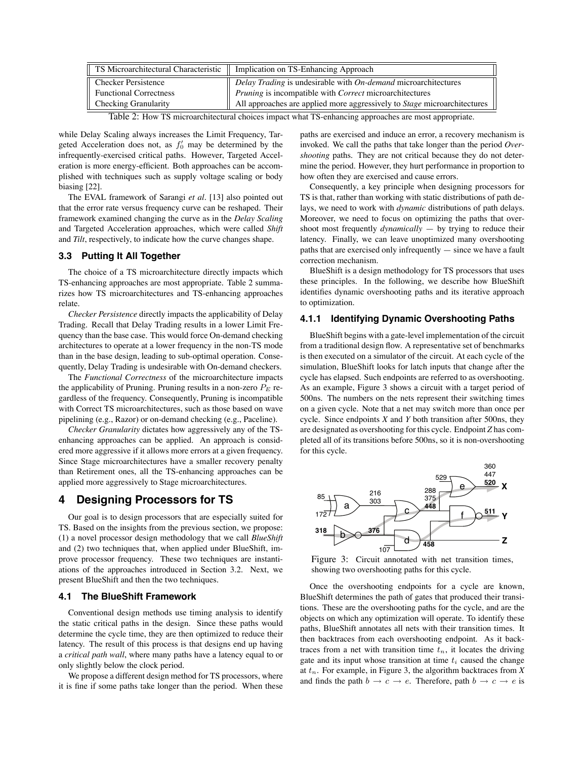| TS Microarchitectural Characteristic | Implication on TS-Enhancing Approach |
|---|---|
| Checker Persistence | *Delay Trading* is undesirable with *On-demand* microarchitectures |
| Functional Correctness | *Pruning* is incompatible with *Correct* microarchitectures |
| Checking Granularity | All approaches are applied more aggressively to *Stage* microarchitectures |

Table 2: How TS microarchitectural choices impact what TS-enhancing approaches are most appropriate.

while Delay Scaling always increases the Limit Frequency, Targeted Acceleration does not, as $f_0'$ may be determined by the infrequently-exercised critical paths. However, Targeted Acceleration is more energy-efficient. Both approaches can be accomplished with techniques such as supply voltage scaling or body biasing [22].

The EVAL framework of Sarangi *et al*. [13] also pointed out that the error rate versus frequency curve can be reshaped. Their framework examined changing the curve as in the *Delay Scaling* and Targeted Acceleration approaches, which were called *Shift* and *Tilt*, respectively, to indicate how the curve changes shape.

### 3.3 Putting It All Together

The choice of a TS microarchitecture directly impacts which TS-enhancing approaches are most appropriate. Table 2 summarizes how TS microarchitectures and TS-enhancing approaches relate.

*Checker Persistence* directly impacts the applicability of Delay Trading. Recall that Delay Trading results in a lower Limit Frequency than the base case. This would force On-demand checking architectures to operate at a lower frequency in the non-TS mode than in the base design, leading to sub-optimal operation. Consequently, Delay Trading is undesirable with On-demand checkers.

The *Functional Correctness* of the microarchitecture impacts the applicability of Pruning. Pruning results in a non-zero $P_E$ regardless of the frequency. Consequently, Pruning is incompatible with Correct TS microarchitectures, such as those based on wave pipelining (e.g., Razor) or on-demand checking (e.g., Paceline).

*Checker Granularity* dictates how aggressively any of the TS-enhancing approaches can be applied. An approach is considered more aggressive if it allows more errors at a given frequency. Since Stage microarchitectures have a smaller recovery penalty than Retirement ones, all the TS-enhancing approaches can be applied more aggressively to Stage microarchitectures.

## 4 Designing Processors for TS

Our goal is to design processors that are especially suited for TS. Based on the insights from the previous section, we propose: (1) a novel processor design methodology that we call *BlueShift* and (2) two techniques that, when applied under BlueShift, improve processor frequency. These two techniques are instantiations of the approaches introduced in Section 3.2. Next, we present BlueShift and then the two techniques.

### 4.1 The BlueShift Framework

Conventional design methods use timing analysis to identify the static critical paths in the design. Since these paths would determine the cycle time, they are then optimized to reduce their latency. The result of this process is that designs end up having a *critical path wall*, where many paths have a latency equal to or only slightly below the clock period.

We propose a different design method for TS processors, where it is fine if some paths take longer than the period. When these paths are exercised and induce an error, a recovery mechanism is invoked. We call the paths that take longer than the period *Overshooting* paths. They are not critical because they do not determine the period. However, they hurt performance in proportion to how often they are exercised and cause errors.

Consequently, a key principle when designing processors for TS is that, rather than working with static distributions of path delays, we need to work with *dynamic* distributions of path delays. Moreover, we need to focus on optimizing the paths that overshoot most frequently *dynamically* — by trying to reduce their latency. Finally, we can leave unoptimized many overshooting paths that are exercised only infrequently — since we have a fault correction mechanism.

BlueShift is a design methodology for TS processors that uses these principles. In the following, we describe how BlueShift identifies dynamic overshooting paths and its iterative approach to optimization.

#### 4.1.1 Identifying Dynamic Overshooting Paths

BlueShift begins with a gate-level implementation of the circuit from a traditional design flow. A representative set of benchmarks is then executed on a simulator of the circuit. At each cycle of the simulation, BlueShift looks for latch inputs that change after the cycle has elapsed. Such endpoints are referred to as overshooting. As an example, Figure 3 shows a circuit with a target period of 500ns. The numbers on the nets represent their switching times on a given cycle. Note that a net may switch more than once per cycle. Since endpoints *X* and *Y* both transition after 500ns, they are designated as overshooting for this cycle. Endpoint *Z* has completed all of its transitions before 500ns, so it is non-overshooting for this cycle.

85
172
a
216
303
318
b
376
107
c
288
375
**448**
d
**458**
529
e
360
447
**520**
X
f
**511**
Y
Z

Figure 3: Circuit annotated with net transition times, showing two overshooting paths for this cycle.

Once the overshooting endpoints for a cycle are known, BlueShift determines the path of gates that produced their transitions. These are the overshooting paths for the cycle, and are the objects on which any optimization will operate. To identify these paths, BlueShift annotates all nets with their transition times. It then backtraces from each overshooting endpoint. As it backtraces from a net with transition time $t_n$, it locates the driving gate and its input whose transition at time $t_i$ caused the change at $t_n$. For example, in Figure 3, the algorithm backtraces from *X* and finds the path $b \rightarrow c \rightarrow e$. Therefore, path $b \rightarrow c \rightarrow e$ is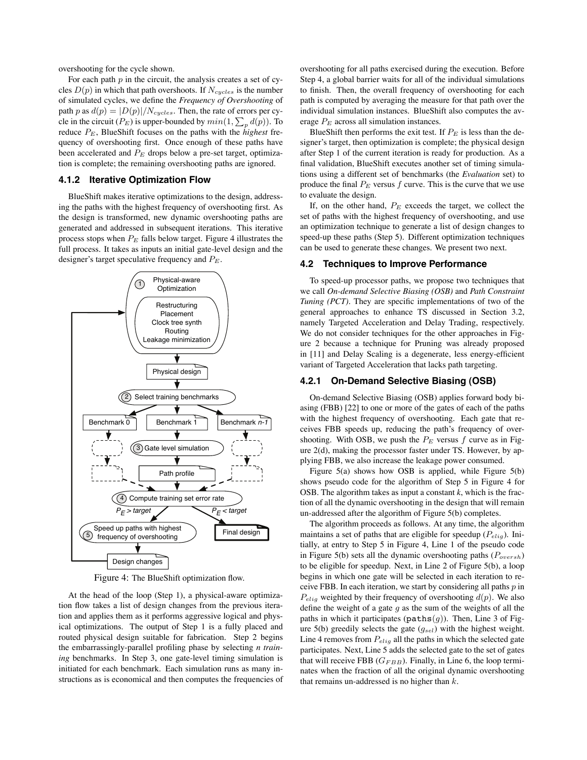overshooting for the cycle shown.

For each path $p$ in the circuit, the analysis creates a set of cycles $D(p)$ in which that path overshoots. If $N_{cycles}$ is the number of simulated cycles, we define the *Frequency of Overshooting* of path $p$ as $d(p) = |D(p)|/N_{cycles}$. Then, the rate of errors per cycle in the circuit ($P_E$) is upper-bounded by $min(1, \sum_p d(p))$. To reduce $P_E$, BlueShift focuses on the paths with the *highest* frequency of overshooting first. Once enough of these paths have been accelerated and $P_E$ drops below a pre-set target, optimization is complete; the remaining overshooting paths are ignored.

### 4.1.2 Iterative Optimization Flow

BlueShift makes iterative optimizations to the design, addressing the paths with the highest frequency of overshooting first. As the design is transformed, new dynamic overshooting paths are generated and addressed in subsequent iterations. This iterative process stops when $P_E$ falls below target. Figure 4 illustrates the full process. It takes as inputs an initial gate-level design and the designer's target speculative frequency and $P_E$.

Figure 4: The BlueShift optimization flow.

At the head of the loop (Step 1), a physical-aware optimization flow takes a list of design changes from the previous iteration and applies them as it performs aggressive logical and physical optimizations. The output of Step 1 is a fully placed and routed physical design suitable for fabrication. Step 2 begins the embarrassingly-parallel profiling phase by selecting *n training* benchmarks. In Step 3, one gate-level timing simulation is initiated for each benchmark. Each simulation runs as many instructions as is economical and then computes the frequencies of overshooting for all paths exercised during the execution. Before Step 4, a global barrier waits for all of the individual simulations to finish. Then, the overall frequency of overshooting for each path is computed by averaging the measure for that path over the individual simulation instances. BlueShift also computes the average $P_E$ across all simulation instances.

BlueShift then performs the exit test. If $P_E$ is less than the designer's target, then optimization is complete; the physical design after Step 1 of the current iteration is ready for production. As a final validation, BlueShift executes another set of timing simulations using a different set of benchmarks (the *Evaluation* set) to produce the final $P_E$ versus $f$ curve. This is the curve that we use to evaluate the design.

If, on the other hand, $P_E$ exceeds the target, we collect the set of paths with the highest frequency of overshooting, and use an optimization technique to generate a list of design changes to speed-up these paths (Step 5). Different optimization techniques can be used to generate these changes. We present two next.

## 4.2 Techniques to Improve Performance

To speed-up processor paths, we propose two techniques that we call *On-demand Selective Biasing (OSB)* and *Path Constraint Tuning (PCT)*. They are specific implementations of two of the general approaches to enhance TS discussed in Section 3.2, namely Targeted Acceleration and Delay Trading, respectively. We do not consider techniques for the other approaches in Figure 2 because a technique for Pruning was already proposed in [11] and Delay Scaling is a degenerate, less energy-efficient variant of Targeted Acceleration that lacks path targeting.

### 4.2.1 On-Demand Selective Biasing (OSB)

On-demand Selective Biasing (OSB) applies forward body biasing (FBB) [22] to one or more of the gates of each of the paths with the highest frequency of overshooting. Each gate that receives FBB speeds up, reducing the path's frequency of overshooting. With OSB, we push the $P_E$ versus $f$ curve as in Figure 2(d), making the processor faster under TS. However, by applying FBB, we also increase the leakage power consumed.

Figure 5(a) shows how OSB is applied, while Figure 5(b) shows pseudo code for the algorithm of Step 5 in Figure 4 for OSB. The algorithm takes as input a constant $k$, which is the fraction of all the dynamic overshooting in the design that will remain un-addressed after the algorithm of Figure 5(b) completes.

The algorithm proceeds as follows. At any time, the algorithm maintains a set of paths that are eligible for speedup ($P_{elig}$). Initially, at entry to Step 5 in Figure 4, Line 1 of the pseudo code in Figure 5(b) sets all the dynamic overshooting paths ($P_{oversh}$) to be eligible for speedup. Next, in Line 2 of Figure 5(b), a loop begins in which one gate will be selected in each iteration to receive FBB. In each iteration, we start by considering all paths $p$ in $P_{elig}$ weighted by their frequency of overshooting $d(p)$. We also define the weight of a gate $g$ as the sum of the weights of all the paths in which it participates ($\texttt{paths}(g)$). Then, Line 3 of Figure 5(b) greedily selects the gate ($g_{sel}$) with the highest weight. Line 4 removes from $P_{elig}$ all the paths in which the selected gate participates. Next, Line 5 adds the selected gate to the set of gates that will receive FBB ($G_{FBB}$). Finally, in Line 6, the loop terminates when the fraction of all the original dynamic overshooting that remains un-addressed is no higher than $k$.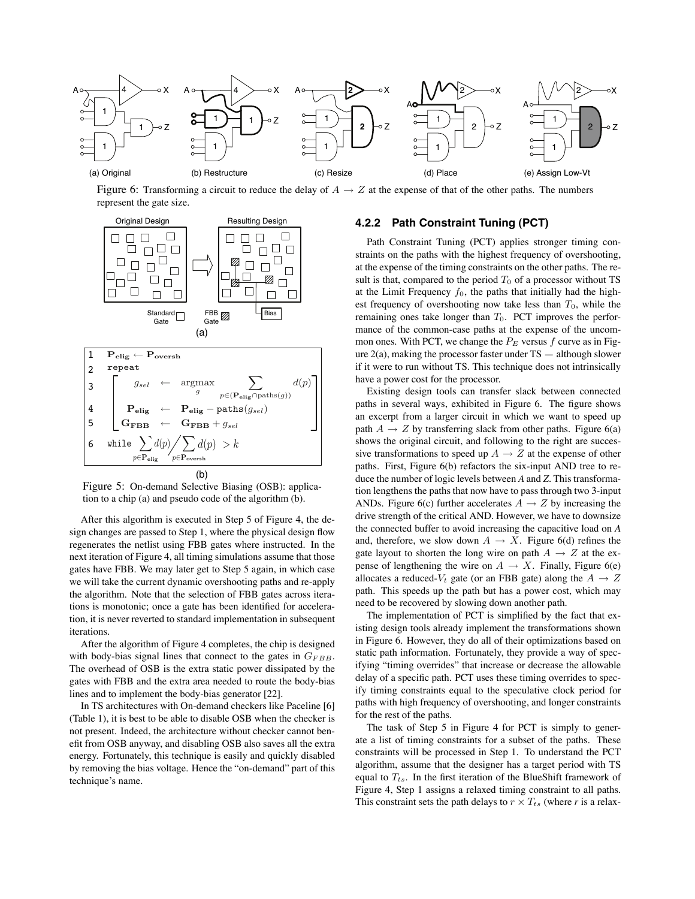Figure 6: Transforming a circuit to reduce the delay of $A \rightarrow Z$ at the expense of that of the other paths. The numbers represent the gate size.

```
1   P_elig ← P_overshoot
2   repeat
3       g_sel ← argmax_g  Σ_{p ∈ (P_elig ∩ paths(g))} d(p)
4       P_elig ← P_elig − paths(g_sel)
5       G_FBB ← G_FBB + g_sel
6   while Σ_{p ∈ P_elig} d(p) / Σ_{p ∈ P_oversh} d(p) > k
```

Figure 5: On-demand Selective Biasing (OSB): application to a chip (a) and pseudo code of the algorithm (b).

After this algorithm is executed in Step 5 of Figure 4, the design changes are passed to Step 1, where the physical design flow regenerates the netlist using FBB gates where instructed. In the next iteration of Figure 4, all timing simulations assume that those gates have FBB. We may later get to Step 5 again, in which case we will take the current dynamic overshooting paths and re-apply the algorithm. Note that the selection of FBB gates across iterations is monotonic; once a gate has been identified for acceleration, it is never reverted to standard implementation in subsequent iterations.

After the algorithm of Figure 4 completes, the chip is designed with body-bias signal lines that connect to the gates in $G_{FBB}$. The overhead of OSB is the extra static power dissipated by the gates with FBB and the extra area needed to route the body-bias lines and to implement the body-bias generator [22].

In TS architectures with On-demand checkers like Paceline [6] (Table 1), it is best to be able to disable OSB when the checker is not present. Indeed, the architecture without checker cannot benefit from OSB anyway, and disabling OSB also saves all the extra energy. Fortunately, this technique is easily and quickly disabled by removing the bias voltage. Hence the "on-demand" part of this technique's name.

### 4.2.2 Path Constraint Tuning (PCT)

Path Constraint Tuning (PCT) applies stronger timing constraints on the paths with the highest frequency of overshooting, at the expense of the timing constraints on the other paths. The result is that, compared to the period $T_0$ of a processor without TS at the Limit Frequency $f_0$, the paths that initially had the highest frequency of overshooting now take less than $T_0$, while the remaining ones take longer than $T_0$. PCT improves the performance of the common-case paths at the expense of the uncommon ones. With PCT, we change the $P_E$ versus $f$ curve as in Figure 2(a), making the processor faster under TS — although much slower if it were to run without TS. This technique does not intrinsically have a power cost for the processor.

Existing design tools can transfer slack between connected paths in several ways, exhibited in Figure 6. The figure shows an excerpt from a larger circuit in which we want to speed up path $A \rightarrow Z$ by transferring slack from other paths. Figure 6(a) shows the original circuit, and following to the right are successive transformations to speed up $A \rightarrow Z$ at the expense of other paths. First, Figure 6(b) refactors the six-input AND tree to reduce the number of logic levels between *A* and *Z*. This transformation lengthens the paths that now have to pass through two 3-input ANDs. Figure 6(c) further accelerates $A \rightarrow Z$ by increasing the drive strength of the critical AND. However, we have to downsize the connected buffer to avoid increasing the capacitive load on *A* and, therefore, we slow down $A \rightarrow X$. Figure 6(d) refines the gate layout to shorten the long wire on path $A \rightarrow Z$ at the expense of lengthening the wire on $A \rightarrow X$. Finally, Figure 6(e) allocates a reduced-$V_t$ gate (or an FBB gate) along the $A \rightarrow Z$ path. This speeds up the path but has a power cost, which may need to be recovered by slowing down another path.

The implementation of PCT is simplified by the fact that existing design tools already implement the transformations shown in Figure 6. However, they do all of their optimizations based on static path information. Fortunately, they provide a way of specifying "timing overrides" that increase or decrease the allowable delay of a specific path. PCT uses these timing overrides to specify timing constraints equal to the speculative clock period for paths with high frequency of overshooting, and longer constraints for the rest of the paths.

The task of Step 5 in Figure 4 for PCT is simply to generate a list of timing constraints for a subset of the paths. These constraints will be processed in Step 1. To understand the PCT algorithm, assume that the designer has a target period with TS equal to $T_{ts}$. In the first iteration of the BlueShift framework of Figure 4, Step 1 assigns a relaxed timing constraint to all paths. This constraint sets the path delays to $r \times T_{ts}$ (where *r* is a relax-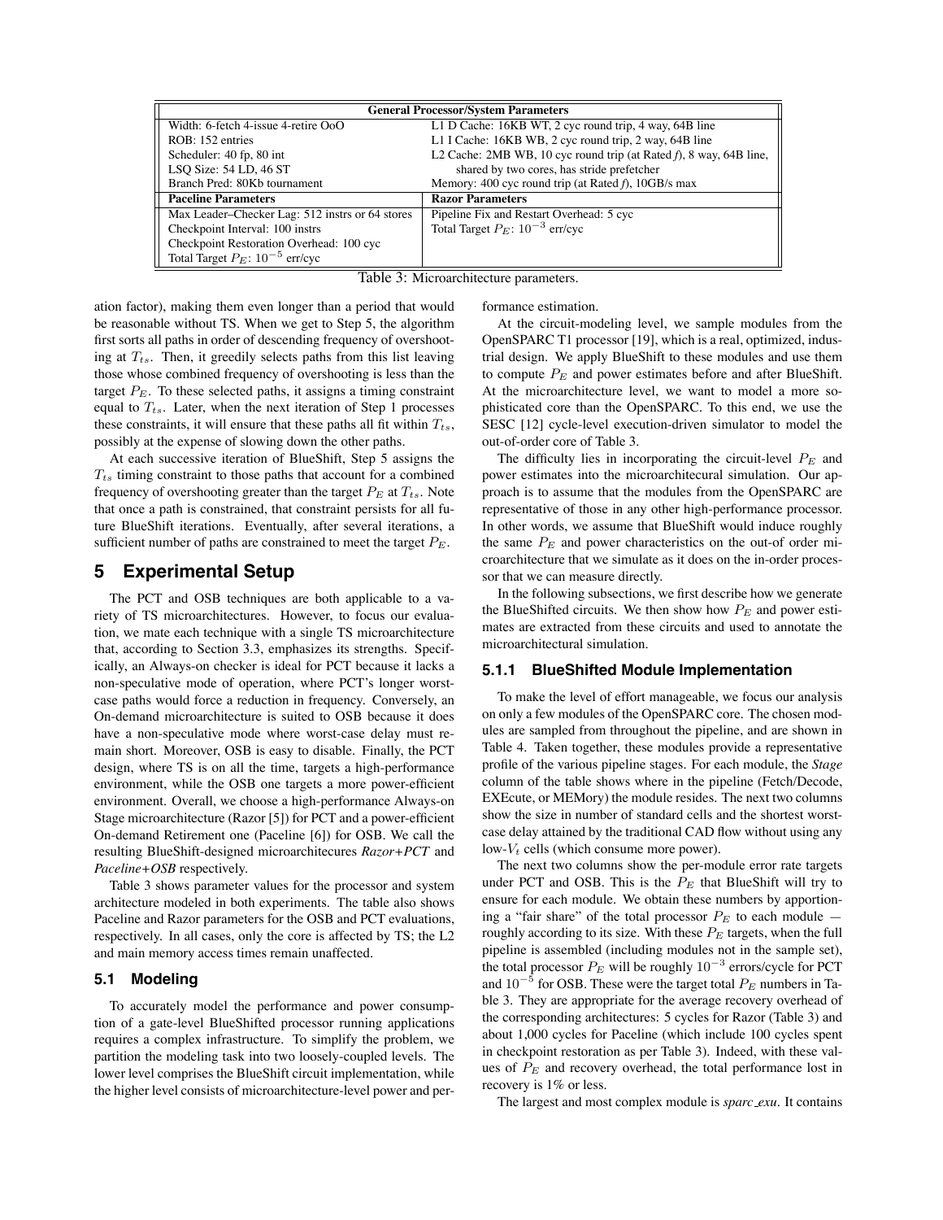| General Processor/System Parameters | |
|---|---|
| Width: 6-fetch 4-issue 4-retire OoO | L1 D Cache: 16KB WT, 2 cyc round trip, 4 way, 64B line |
| ROB: 152 entries | L1 I Cache: 16KB WB, 2 cyc round trip, 2 way, 64B line |
| Scheduler: 40 fp, 80 int | L2 Cache: 2MB WB, 10 cyc round trip (at Rated *f*), 8 way, 64B line, shared by two cores, has stride prefetcher |
| LSQ Size: 54 LD, 46 ST | |
| Branch Pred: 80Kb tournament | Memory: 400 cyc round trip (at Rated *f*), 10GB/s max |
| **Paceline Parameters** | **Razor Parameters** |
| Max Leader–Checker Lag: 512 instrs or 64 stores | Pipeline Fix and Restart Overhead: 5 cyc |
| Checkpoint Interval: 100 instrs | Total Target $P_E$: $10^{-3}$ err/cyc |
| Checkpoint Restoration Overhead: 100 cyc | |
| Total Target $P_E$: $10^{-5}$ err/cyc | |

Table 3: Microarchitecture parameters.

ation factor), making them even longer than a period that would be reasonable without TS. When we get to Step 5, the algorithm first sorts all paths in order of descending frequency of overshooting at $T_{ts}$. Then, it greedily selects paths from this list leaving those whose combined frequency of overshooting is less than the target $P_E$. To these selected paths, it assigns a timing constraint equal to $T_{ts}$. Later, when the next iteration of Step 1 processes these constraints, it will ensure that these paths all fit within $T_{ts}$, possibly at the expense of slowing down the other paths.

At each successive iteration of BlueShift, Step 5 assigns the $T_{ts}$ timing constraint to those paths that account for a combined frequency of overshooting greater than the target $P_E$ at $T_{ts}$. Note that once a path is constrained, that constraint persists for all future BlueShift iterations. Eventually, after several iterations, a sufficient number of paths are constrained to meet the target $P_E$.

# 5 Experimental Setup

The PCT and OSB techniques are both applicable to a variety of TS microarchitectures. However, to focus our evaluation, we mate each technique with a single TS microarchitecture that, according to Section 3.3, emphasizes its strengths. Specifically, an Always-on checker is ideal for PCT because it lacks a non-speculative mode of operation, where PCT's longer worst-case paths would force a reduction in frequency. Conversely, an On-demand microarchitecture is suited to OSB because it does have a non-speculative mode where worst-case delay must remain short. Moreover, OSB is easy to disable. Finally, the PCT design, where TS is on all the time, targets a high-performance environment, while the OSB one targets a more power-efficient environment. Overall, we choose a high-performance Always-on Stage microarchitecture (Razor [5]) for PCT and a power-efficient On-demand Retirement one (Paceline [6]) for OSB. We call the resulting BlueShift-designed microarchitecures *Razor+PCT* and *Paceline+OSB* respectively.

Table 3 shows parameter values for the processor and system architecture modeled in both experiments. The table also shows Paceline and Razor parameters for the OSB and PCT evaluations, respectively. In all cases, only the core is affected by TS; the L2 and main memory access times remain unaffected.

## 5.1 Modeling

To accurately model the performance and power consumption of a gate-level BlueShifted processor running applications requires a complex infrastructure. To simplify the problem, we partition the modeling task into two loosely-coupled levels. The lower level comprises the BlueShift circuit implementation, while the higher level consists of microarchitecture-level power and performance estimation.

At the circuit-modeling level, we sample modules from the OpenSPARC T1 processor [19], which is a real, optimized, industrial design. We apply BlueShift to these modules and use them to compute $P_E$ and power estimates before and after BlueShift. At the microarchitecture level, we want to model a more sophisticated core than the OpenSPARC. To this end, we use the SESC [12] cycle-level execution-driven simulator to model the out-of-order core of Table 3.

The difficulty lies in incorporating the circuit-level $P_E$ and power estimates into the microarchitecural simulation. Our approach is to assume that the modules from the OpenSPARC are representative of those in any other high-performance processor. In other words, we assume that BlueShift would induce roughly the same $P_E$ and power characteristics on the out-of order microarchitecture that we simulate as it does on the in-order processor that we can measure directly.

In the following subsections, we first describe how we generate the BlueShifted circuits. We then show how $P_E$ and power estimates are extracted from these circuits and used to annotate the microarchitectural simulation.

### 5.1.1 BlueShifted Module Implementation

To make the level of effort manageable, we focus our analysis on only a few modules of the OpenSPARC core. The chosen modules are sampled from throughout the pipeline, and are shown in Table 4. Taken together, these modules provide a representative profile of the various pipeline stages. For each module, the *Stage* column of the table shows where in the pipeline (Fetch/Decode, EXEcute, or MEMory) the module resides. The next two columns show the size in number of standard cells and the shortest worst-case delay attained by the traditional CAD flow without using any low-$V_t$ cells (which consume more power).

The next two columns show the per-module error rate targets under PCT and OSB. This is the $P_E$ that BlueShift will try to ensure for each module. We obtain these numbers by apportioning a "fair share" of the total processor $P_E$ to each module — roughly according to its size. With these $P_E$ targets, when the full pipeline is assembled (including modules not in the sample set), the total processor $P_E$ will be roughly $10^{-3}$ errors/cycle for PCT and $10^{-5}$ for OSB. These were the target total $P_E$ numbers in Table 3. They are appropriate for the average recovery overhead of the corresponding architectures: 5 cycles for Razor (Table 3) and about 1,000 cycles for Paceline (which include 100 cycles spent in checkpoint restoration as per Table 3). Indeed, with these values of $P_E$ and recovery overhead, the total performance lost in recovery is 1% or less.

The largest and most complex module is *sparc_exu*. It contains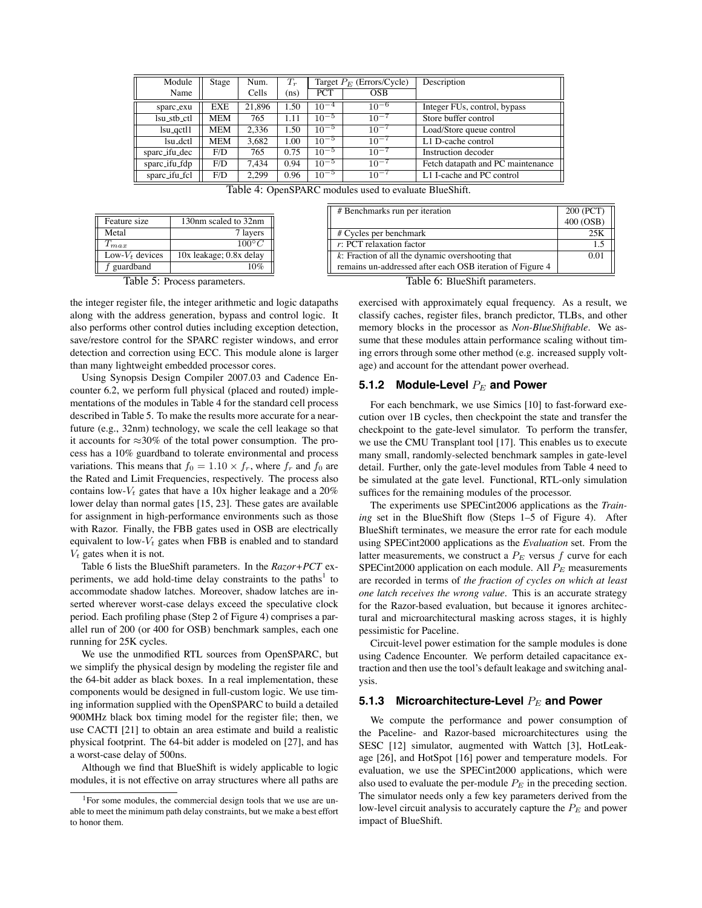| Module Name | Stage | Num. Cells | $T_r$ (ns) | Target $P_E$ (Errors/Cycle) | | Description |
|---|---|---|---|---|---|---|
| | | | | PCT | OSB | |
| sparc_exu | EXE | 21,896 | 1.50 | $10^{-4}$ | $10^{-6}$ | Integer FUs, control, bypass |
| lsu_stb_ctl | MEM | 765 | 1.11 | $10^{-5}$ | $10^{-7}$ | Store buffer control |
| lsu_qctl1 | MEM | 2,336 | 1.50 | $10^{-5}$ | $10^{-7}$ | Load/Store queue control |
| lsu_dctl | MEM | 3,682 | 1.00 | $10^{-5}$ | $10^{-7}$ | L1 D-cache control |
| sparc_ifu_dec | F/D | 765 | 0.75 | $10^{-5}$ | $10^{-7}$ | Instruction decoder |
| sparc_ifu_fdp | F/D | 7,434 | 0.94 | $10^{-5}$ | $10^{-7}$ | Fetch datapath and PC maintenance |
| sparc_ifu_fcl | F/D | 2,299 | 0.96 | $10^{-5}$ | $10^{-7}$ | L1 I-cache and PC control |

Table 4: OpenSPARC modules used to evaluate BlueShift.

| Feature size | 130nm scaled to 32nm |
|---|---|
| Metal | 7 layers |
| $T_{max}$ | $100°C$ |
| Low-$V_t$ devices | 10x leakage; 0.8x delay |
| $f$ guardband | 10% |

Table 5: Process parameters.

| # Benchmarks run per iteration | 200 (PCT) 400 (OSB) |
|---|---|
| # Cycles per benchmark | 25K |
| $r$: PCT relaxation factor | 1.5 |
| $k$: Fraction of all the dynamic overshooting that remains un-addressed after each OSB iteration of Figure 4 | 0.01 |

Table 6: BlueShift parameters.

the integer register file, the integer arithmetic and logic datapaths along with the address generation, bypass and control logic. It also performs other control duties including exception detection, save/restore control for the SPARC register windows, and error detection and correction using ECC. This module alone is larger than many lightweight embedded processor cores.

Using Synopsis Design Compiler 2007.03 and Cadence Encounter 6.2, we perform full physical (placed and routed) implementations of the modules in Table 4 for the standard cell process described in Table 5. To make the results more accurate for a near-future (e.g., 32nm) technology, we scale the cell leakage so that it accounts for ≈30% of the total power consumption. The process has a 10% guardband to tolerate environmental and process variations. This means that $f_0 = 1.10 \times f_r$, where $f_r$ and $f_0$ are the Rated and Limit Frequencies, respectively. The process also contains low-$V_t$ gates that have a 10x higher leakage and a 20% lower delay than normal gates [15, 23]. These gates are available for assignment in high-performance environments such as those with Razor. Finally, the FBB gates used in OSB are electrically equivalent to low-$V_t$ gates when FBB is enabled and to standard $V_t$ gates when it is not.

Table 6 lists the BlueShift parameters. In the *Razor+PCT* experiments, we add hold-time delay constraints to the paths[1] to accommodate shadow latches. Moreover, shadow latches are inserted wherever worst-case delays exceed the speculative clock period. Each profiling phase (Step 2 of Figure 4) comprises a parallel run of 200 (or 400 for OSB) benchmark samples, each one running for 25K cycles.

We use the unmodified RTL sources from OpenSPARC, but we simplify the physical design by modeling the register file and the 64-bit adder as black boxes. In a real implementation, these components would be designed in full-custom logic. We use timing information supplied with the OpenSPARC to build a detailed 900MHz black box timing model for the register file; then, we use CACTI [21] to obtain an area estimate and build a realistic physical footprint. The 64-bit adder is modeled on [27], and has a worst-case delay of 500ns.

Although we find that BlueShift is widely applicable to logic modules, it is not effective on array structures where all paths are exercised with approximately equal frequency. As a result, we classify caches, register files, branch predictor, TLBs, and other memory blocks in the processor as *Non-BlueShiftable*. We assume that these modules attain performance scaling without timing errors through some other method (e.g. increased supply voltage) and account for the attendant power overhead.

[1] For some modules, the commercial design tools that we use are unable to meet the minimum path delay constraints, but we make a best effort to honor them.

### 5.1.2 Module-Level $P_E$ and Power

For each benchmark, we use Simics [10] to fast-forward execution over 1B cycles, then checkpoint the state and transfer the checkpoint to the gate-level simulator. To perform the transfer, we use the CMU Transplant tool [17]. This enables us to execute many small, randomly-selected benchmark samples in gate-level detail. Further, only the gate-level modules from Table 4 need to be simulated at the gate level. Functional, RTL-only simulation suffices for the remaining modules of the processor.

The experiments use SPECint2006 applications as the *Training* set in the BlueShift flow (Steps 1–5 of Figure 4). After BlueShift terminates, we measure the error rate for each module using SPECint2000 applications as the *Evaluation* set. From the latter measurements, we construct a $P_E$ versus $f$ curve for each SPECint2000 application on each module. All $P_E$ measurements are recorded in terms of *the fraction of cycles on which at least one latch receives the wrong value*. This is an accurate strategy for the Razor-based evaluation, but because it ignores architectural and microarchitectural masking across stages, it is highly pessimistic for Paceline.

Circuit-level power estimation for the sample modules is done using Cadence Encounter. We perform detailed capacitance extraction and then use the tool's default leakage and switching analysis.

### 5.1.3 Microarchitecture-Level $P_E$ and Power

We compute the performance and power consumption of the Paceline- and Razor-based microarchitectures using the SESC [12] simulator, augmented with Wattch [3], HotLeakage [26], and HotSpot [16] power and temperature models. For evaluation, we use the SPECint2000 applications, which were also used to evaluate the per-module $P_E$ in the preceding section. The simulator needs only a few key parameters derived from the low-level circuit analysis to accurately capture the $P_E$ and power impact of BlueShift.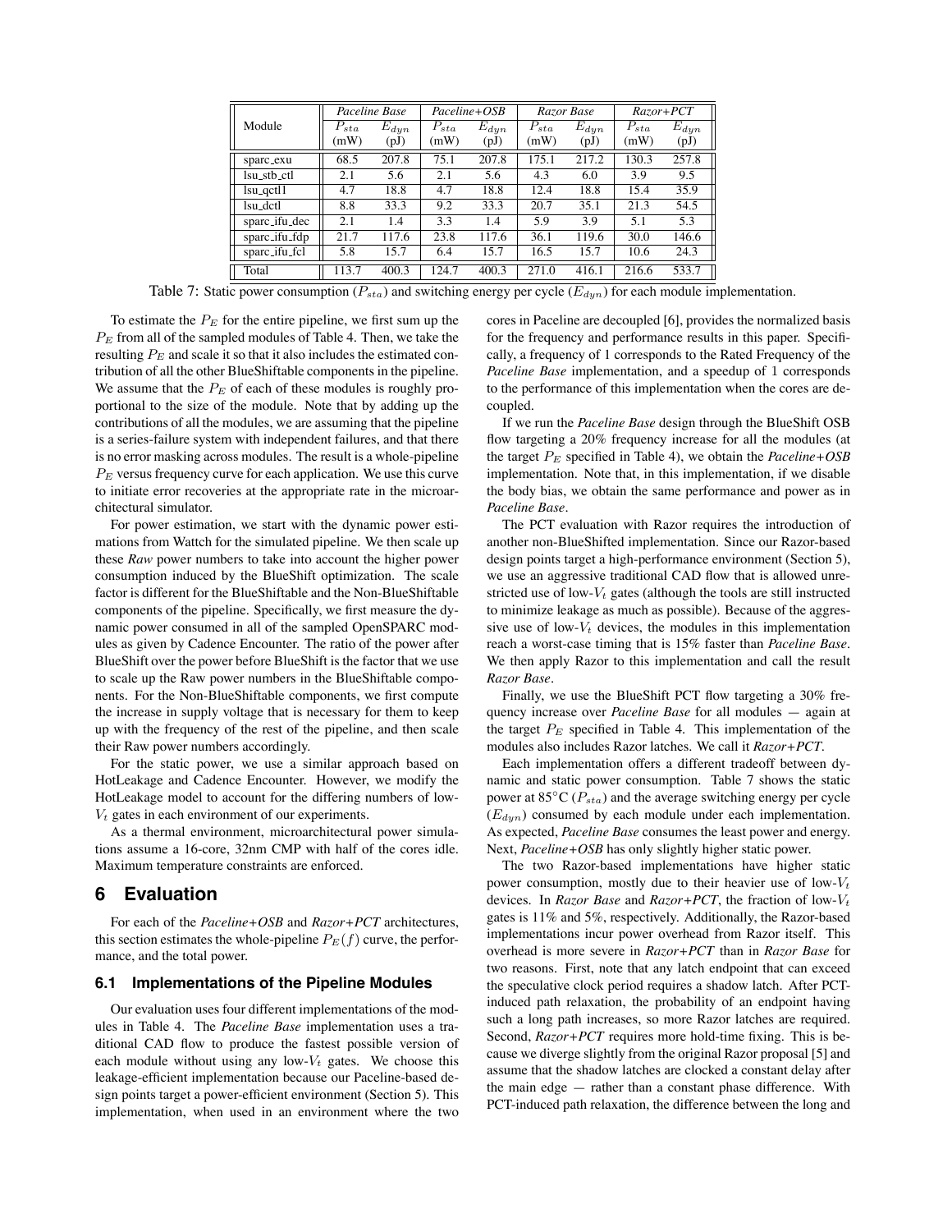| Module | *Paceline Base* | | *Paceline+OSB* | | *Razor Base* | | *Razor+PCT* | |
|---|---|---|---|---|---|---|---|---|
| | $P_{sta}$ (mW) | $E_{dyn}$ (pJ) | $P_{sta}$ (mW) | $E_{dyn}$ (pJ) | $P_{sta}$ (mW) | $E_{dyn}$ (pJ) | $P_{sta}$ (mW) | $E_{dyn}$ (pJ) |
| sparc_exu | 68.5 | 207.8 | 75.1 | 207.8 | 175.1 | 217.2 | 130.3 | 257.8 |
| lsu_stb_ctl | 2.1 | 5.6 | 2.1 | 5.6 | 4.3 | 6.0 | 3.9 | 9.5 |
| lsu_qctl1 | 4.7 | 18.8 | 4.7 | 18.8 | 12.4 | 18.8 | 15.4 | 35.9 |
| lsu_dctl | 8.8 | 33.3 | 9.2 | 33.3 | 20.7 | 35.1 | 21.3 | 54.5 |
| sparc_ifu_dec | 2.1 | 1.4 | 3.3 | 1.4 | 5.9 | 3.9 | 5.1 | 5.3 |
| sparc_ifu_fdp | 21.7 | 117.6 | 23.8 | 117.6 | 36.1 | 119.6 | 30.0 | 146.6 |
| sparc_ifu_fcl | 5.8 | 15.7 | 6.4 | 15.7 | 16.5 | 15.7 | 10.6 | 24.3 |
| Total | 113.7 | 400.3 | 124.7 | 400.3 | 271.0 | 416.1 | 216.6 | 533.7 |

Table 7: Static power consumption ($P_{sta}$) and switching energy per cycle ($E_{dyn}$) for each module implementation.

To estimate the $P_E$ for the entire pipeline, we first sum up the $P_E$ from all of the sampled modules of Table 4. Then, we take the resulting $P_E$ and scale it so that it also includes the estimated contribution of all the other BlueShiftable components in the pipeline. We assume that the $P_E$ of each of these modules is roughly proportional to the size of the module. Note that by adding up the contributions of all the modules, we are assuming that the pipeline is a series-failure system with independent failures, and that there is no error masking across modules. The result is a whole-pipeline $P_E$ versus frequency curve for each application. We use this curve to initiate error recoveries at the appropriate rate in the microarchitectural simulator.

For power estimation, we start with the dynamic power estimations from Wattch for the simulated pipeline. We then scale up these *Raw* power numbers to take into account the higher power consumption induced by the BlueShift optimization. The scale factor is different for the BlueShiftable and the Non-BlueShiftable components of the pipeline. Specifically, we first measure the dynamic power consumed in all of the sampled OpenSPARC modules as given by Cadence Encounter. The ratio of the power after BlueShift over the power before BlueShift is the factor that we use to scale up the Raw power numbers in the BlueShiftable components. For the Non-BlueShiftable components, we first compute the increase in supply voltage that is necessary for them to keep up with the frequency of the rest of the pipeline, and then scale their Raw power numbers accordingly.

For the static power, we use a similar approach based on HotLeakage and Cadence Encounter. However, we modify the HotLeakage model to account for the differing numbers of low-$V_t$ gates in each environment of our experiments.

As a thermal environment, microarchitectural power simulations assume a 16-core, 32nm CMP with half of the cores idle. Maximum temperature constraints are enforced.

# 6 Evaluation

For each of the *Paceline+OSB* and *Razor+PCT* architectures, this section estimates the whole-pipeline $P_E(f)$ curve, the performance, and the total power.

## 6.1 Implementations of the Pipeline Modules

Our evaluation uses four different implementations of the modules in Table 4. The *Paceline Base* implementation uses a traditional CAD flow to produce the fastest possible version of each module without using any low-$V_t$ gates. We choose this leakage-efficient implementation because our Paceline-based design points target a power-efficient environment (Section 5). This implementation, when used in an environment where the two cores in Paceline are decoupled [6], provides the normalized basis for the frequency and performance results in this paper. Specifically, a frequency of 1 corresponds to the Rated Frequency of the *Paceline Base* implementation, and a speedup of 1 corresponds to the performance of this implementation when the cores are decoupled.

If we run the *Paceline Base* design through the BlueShift OSB flow targeting a 20% frequency increase for all the modules (at the target $P_E$ specified in Table 4), we obtain the *Paceline+OSB* implementation. Note that, in this implementation, if we disable the body bias, we obtain the same performance and power as in *Paceline Base*.

The PCT evaluation with Razor requires the introduction of another non-BlueShifted implementation. Since our Razor-based design points target a high-performance environment (Section 5), we use an aggressive traditional CAD flow that is allowed unrestricted use of low-$V_t$ gates (although the tools are still instructed to minimize leakage as much as possible). Because of the aggressive use of low-$V_t$ devices, the modules in this implementation reach a worst-case timing that is 15% faster than *Paceline Base*. We then apply Razor to this implementation and call the result *Razor Base*.

Finally, we use the BlueShift PCT flow targeting a 30% frequency increase over *Paceline Base* for all modules — again at the target $P_E$ specified in Table 4. This implementation of the modules also includes Razor latches. We call it *Razor+PCT*.

Each implementation offers a different tradeoff between dynamic and static power consumption. Table 7 shows the static power at 85°C ($P_{sta}$) and the average switching energy per cycle ($E_{dyn}$) consumed by each module under each implementation. As expected, *Paceline Base* consumes the least power and energy. Next, *Paceline+OSB* has only slightly higher static power.

The two Razor-based implementations have higher static power consumption, mostly due to their heavier use of low-$V_t$ devices. In *Razor Base* and *Razor+PCT*, the fraction of low-$V_t$ gates is 11% and 5%, respectively. Additionally, the Razor-based implementations incur power overhead from Razor itself. This overhead is more severe in *Razor+PCT* than in *Razor Base* for two reasons. First, note that any latch endpoint that can exceed the speculative clock period requires a shadow latch. After PCT-induced path relaxation, the probability of an endpoint having such a long path increases, so more Razor latches are required. Second, *Razor+PCT* requires more hold-time fixing. This is because we diverge slightly from the original Razor proposal [5] and assume that the shadow latches are clocked a constant delay after the main edge — rather than a constant phase difference. With PCT-induced path relaxation, the difference between the long and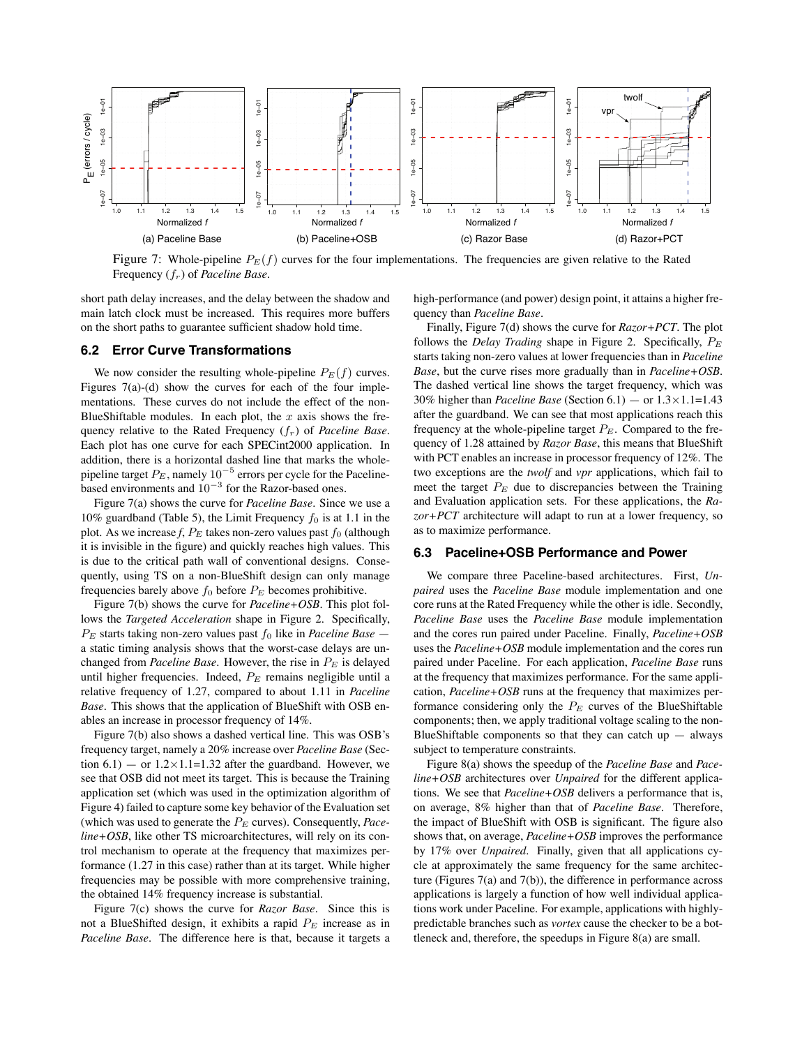Figure 7: Whole-pipeline $P_E(f)$ curves for the four implementations. The frequencies are given relative to the Rated Frequency ($f_r$) of *Paceline Base*.

short path delay increases, and the delay between the shadow and main latch clock must be increased. This requires more buffers on the short paths to guarantee sufficient shadow hold time.

### 6.2 Error Curve Transformations

We now consider the resulting whole-pipeline $P_E(f)$ curves. Figures 7(a)-(d) show the curves for each of the four implementations. These curves do not include the effect of the non-BlueShiftable modules. In each plot, the $x$ axis shows the frequency relative to the Rated Frequency ($f_r$) of *Paceline Base*. Each plot has one curve for each SPECint2000 application. In addition, there is a horizontal dashed line that marks the whole-pipeline target $P_E$, namely $10^{-5}$ errors per cycle for the Paceline-based environments and $10^{-3}$ for the Razor-based ones.

Figure 7(a) shows the curve for *Paceline Base*. Since we use a 10% guardband (Table 5), the Limit Frequency $f_0$ is at 1.1 in the plot. As we increase $f$, $P_E$ takes non-zero values past $f_0$ (although it is invisible in the figure) and quickly reaches high values. This is due to the critical path wall of conventional designs. Consequently, using TS on a non-BlueShift design can only manage frequencies barely above $f_0$ before $P_E$ becomes prohibitive.

Figure 7(b) shows the curve for *Paceline+OSB*. This plot follows the *Targeted Acceleration* shape in Figure 2. Specifically, $P_E$ starts taking non-zero values past $f_0$ like in *Paceline Base* — a static timing analysis shows that the worst-case delays are unchanged from *Paceline Base*. However, the rise in $P_E$ is delayed until higher frequencies. Indeed, $P_E$ remains negligible until a relative frequency of 1.27, compared to about 1.11 in *Paceline Base*. This shows that the application of BlueShift with OSB enables an increase in processor frequency of 14%.

Figure 7(b) also shows a dashed vertical line. This was OSB's frequency target, namely a 20% increase over *Paceline Base* (Section 6.1) — or 1.2×1.1=1.32 after the guardband. However, we see that OSB did not meet its target. This is because the Training application set (which was used in the optimization algorithm of Figure 4) failed to capture some key behavior of the Evaluation set (which was used to generate the $P_E$ curves). Consequently, *Paceline+OSB*, like other TS microarchitectures, will rely on its control mechanism to operate at the frequency that maximizes performance (1.27 in this case) rather than at its target. While higher frequencies may be possible with more comprehensive training, the obtained 14% frequency increase is substantial.

Figure 7(c) shows the curve for *Razor Base*. Since this is not a BlueShifted design, it exhibits a rapid $P_E$ increase as in *Paceline Base*. The difference here is that, because it targets a high-performance (and power) design point, it attains a higher frequency than *Paceline Base*.

Finally, Figure 7(d) shows the curve for *Razor+PCT*. The plot follows the *Delay Trading* shape in Figure 2. Specifically, $P_E$ starts taking non-zero values at lower frequencies than in *Paceline Base*, but the curve rises more gradually than in *Paceline+OSB*. The dashed vertical line shows the target frequency, which was 30% higher than *Paceline Base* (Section 6.1) — or 1.3×1.1=1.43 after the guardband. We can see that most applications reach this frequency at the whole-pipeline target $P_E$. Compared to the frequency of 1.28 attained by *Razor Base*, this means that BlueShift with PCT enables an increase in processor frequency of 12%. The two exceptions are the *twolf* and *vpr* applications, which fail to meet the target $P_E$ due to discrepancies between the Training and Evaluation application sets. For these applications, the *Razor+PCT* architecture will adapt to run at a lower frequency, so as to maximize performance.

### 6.3 Paceline+OSB Performance and Power

We compare three Paceline-based architectures. First, *Unpaired* uses the *Paceline Base* module implementation and one core runs at the Rated Frequency while the other is idle. Secondly, *Paceline Base* uses the *Paceline Base* module implementation and the cores run paired under Paceline. Finally, *Paceline+OSB* uses the *Paceline+OSB* module implementation and the cores run paired under Paceline. For each application, *Paceline Base* runs at the frequency that maximizes performance. For the same application, *Paceline+OSB* runs at the frequency that maximizes performance considering only the $P_E$ curves of the BlueShiftable components; then, we apply traditional voltage scaling to the non-BlueShiftable components so that they can catch up — always subject to temperature constraints.

Figure 8(a) shows the speedup of the *Paceline Base* and *Paceline+OSB* architectures over *Unpaired* for the different applications. We see that *Paceline+OSB* delivers a performance that is, on average, 8% higher than that of *Paceline Base*. Therefore, the impact of BlueShift with OSB is significant. The figure also shows that, on average, *Paceline+OSB* improves the performance by 17% over *Unpaired*. Finally, given that all applications cycle at approximately the same frequency for the same architecture (Figures 7(a) and 7(b)), the difference in performance across applications is largely a function of how well individual applications work under Paceline. For example, applications with highly-predictable branches such as *vortex* cause the checker to be a bottleneck and, therefore, the speedups in Figure 8(a) are small.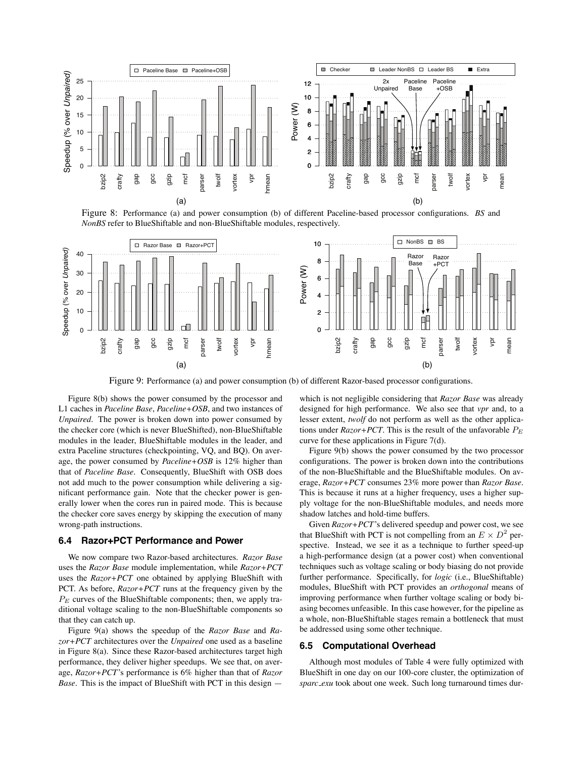Figure 8: Performance (a) and power consumption (b) of different Paceline-based processor configurations. *BS* and *NonBS* refer to BlueShiftable and non-BlueShiftable modules, respectively.

Figure 9: Performance (a) and power consumption (b) of different Razor-based processor configurations.

Figure 8(b) shows the power consumed by the processor and L1 caches in *Paceline Base*, *Paceline+OSB*, and two instances of *Unpaired*. The power is broken down into power consumed by the checker core (which is never BlueShifted), non-BlueShiftable modules in the leader, BlueShiftable modules in the leader, and extra Paceline structures (checkpointing, VQ, and BQ). On average, the power consumed by *Paceline+OSB* is 12% higher than that of *Paceline Base*. Consequently, BlueShift with OSB does not add much to the power consumption while delivering a significant performance gain. Note that the checker power is generally lower when the cores run in paired mode. This is because the checker core saves energy by skipping the execution of many wrong-path instructions.

### 6.4 Razor+PCT Performance and Power

We now compare two Razor-based architectures. *Razor Base* uses the *Razor Base* module implementation, while *Razor+PCT* uses the *Razor+PCT* one obtained by applying BlueShift with PCT. As before, *Razor+PCT* runs at the frequency given by the $P_E$ curves of the BlueShiftable components; then, we apply traditional voltage scaling to the non-BlueShiftable components so that they can catch up.

Figure 9(a) shows the speedup of the *Razor Base* and *Razor+PCT* architectures over the *Unpaired* one used as a baseline in Figure 8(a). Since these Razor-based architectures target high performance, they deliver higher speedups. We see that, on average, *Razor+PCT*'s performance is 6% higher than that of *Razor Base*. This is the impact of BlueShift with PCT in this design — which is not negligible considering that *Razor Base* was already designed for high performance. We also see that *vpr* and, to a lesser extent, *twolf* do not perform as well as the other applications under *Razor+PCT*. This is the result of the unfavorable $P_E$ curve for these applications in Figure 7(d).

Figure 9(b) shows the power consumed by the two processor configurations. The power is broken down into the contributions of the non-BlueShiftable and the BlueShiftable modules. On average, *Razor+PCT* consumes 23% more power than *Razor Base*. This is because it runs at a higher frequency, uses a higher supply voltage for the non-BlueShiftable modules, and needs more shadow latches and hold-time buffers.

Given *Razor+PCT*'s delivered speedup and power cost, we see that BlueShift with PCT is not compelling from an $E \times D^2$ perspective. Instead, we see it as a technique to further speed-up a high-performance design (at a power cost) when conventional techniques such as voltage scaling or body biasing do not provide further performance. Specifically, for *logic* (i.e., BlueShiftable) modules, BlueShift with PCT provides an *orthogonal* means of improving performance when further voltage scaling or body biasing becomes unfeasible. In this case however, for the pipeline as a whole, non-BlueShiftable stages remain a bottleneck that must be addressed using some other technique.

### 6.5 Computational Overhead

Although most modules of Table 4 were fully optimized with BlueShift in one day on our 100-core cluster, the optimization of *sparc_exu* took about one week. Such long turnaround times dur-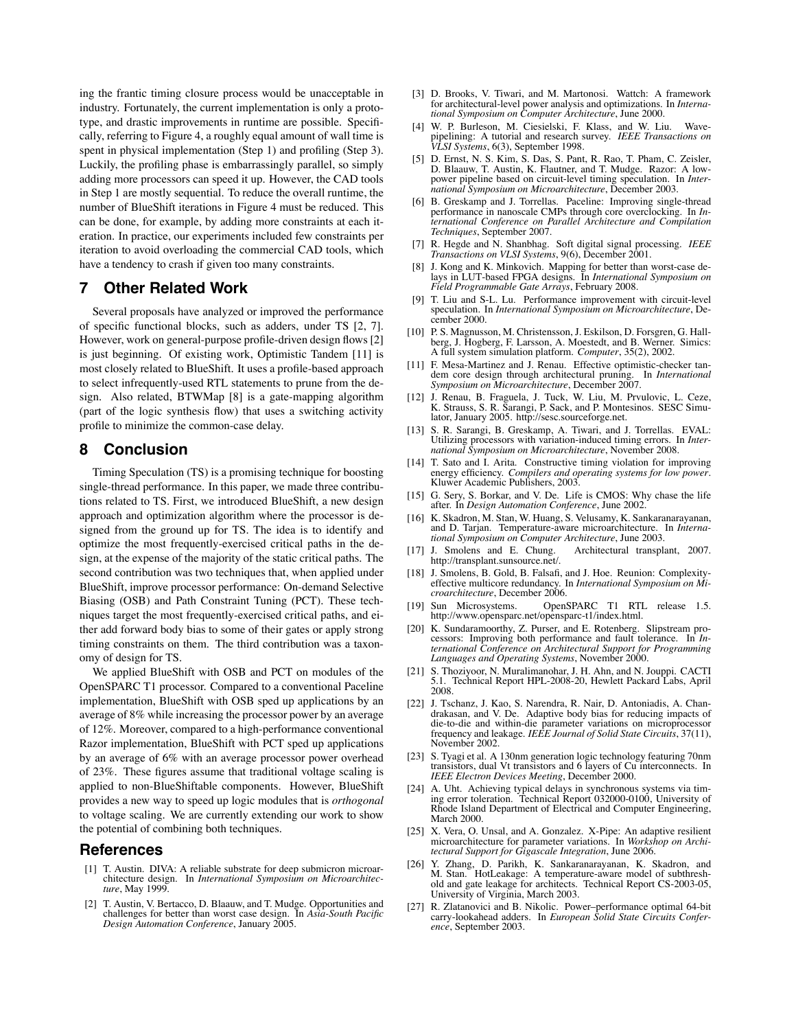ing the frantic timing closure process would be unacceptable in industry. Fortunately, the current implementation is only a prototype, and drastic improvements in runtime are possible. Specifically, referring to Figure 4, a roughly equal amount of wall time is spent in physical implementation (Step 1) and profiling (Step 3). Luckily, the profiling phase is embarrassingly parallel, so simply adding more processors can speed it up. However, the CAD tools in Step 1 are mostly sequential. To reduce the overall runtime, the number of BlueShift iterations in Figure 4 must be reduced. This can be done, for example, by adding more constraints at each iteration. In practice, our experiments included few constraints per iteration to avoid overloading the commercial CAD tools, which have a tendency to crash if given too many constraints.

## 7 Other Related Work

Several proposals have analyzed or improved the performance of specific functional blocks, such as adders, under TS [2, 7]. However, work on general-purpose profile-driven design flows [2] is just beginning. Of existing work, Optimistic Tandem [11] is most closely related to BlueShift. It uses a profile-based approach to select infrequently-used RTL statements to prune from the design. Also related, BTWMap [8] is a gate-mapping algorithm (part of the logic synthesis flow) that uses a switching activity profile to minimize the common-case delay.

## 8 Conclusion

Timing Speculation (TS) is a promising technique for boosting single-thread performance. In this paper, we made three contributions related to TS. First, we introduced BlueShift, a new design approach and optimization algorithm where the processor is designed from the ground up for TS. The idea is to identify and optimize the most frequently-exercised critical paths in the design, at the expense of the majority of the static critical paths. The second contribution was two techniques that, when applied under BlueShift, improve processor performance: On-demand Selective Biasing (OSB) and Path Constraint Tuning (PCT). These techniques target the most frequently-exercised critical paths, and either add forward body bias to some of their gates or apply strong timing constraints on them. The third contribution was a taxonomy of design for TS.

We applied BlueShift with OSB and PCT on modules of the OpenSPARC T1 processor. Compared to a conventional Paceline implementation, BlueShift with OSB sped up applications by an average of 8% while increasing the processor power by an average of 12%. Moreover, compared to a high-performance conventional Razor implementation, BlueShift with PCT sped up applications by an average of 6% with an average processor power overhead of 23%. These figures assume that traditional voltage scaling is applied to non-BlueShiftable components. However, BlueShift provides a new way to speed up logic modules that is *orthogonal* to voltage scaling. We are currently extending our work to show the potential of combining both techniques.

## References

[1] T. Austin. DIVA: A reliable substrate for deep submicron microarchitecture design. In *International Symposium on Microarchitecture*, May 1999.

[2] T. Austin, V. Bertacco, D. Blaauw, and T. Mudge. Opportunities and challenges for better than worst case design. In *Asia-South Pacific Design Automation Conference*, January 2005.

[3] D. Brooks, V. Tiwari, and M. Martonosi. Wattch: A framework for architectural-level power analysis and optimizations. In *International Symposium on Computer Architecture*, June 2000.

[4] W. P. Burleson, M. Ciesielski, F. Klass, and W. Liu. Wave-pipelining: A tutorial and research survey. *IEEE Transactions on VLSI Systems*, 6(3), September 1998.

[5] D. Ernst, N. S. Kim, S. Das, S. Pant, R. Rao, T. Pham, C. Zeisler, D. Blaauw, T. Austin, K. Flautner, and T. Mudge. Razor: A low-power pipeline based on circuit-level timing speculation. In *International Symposium on Microarchitecture*, December 2003.

[6] B. Greskamp and J. Torrellas. Paceline: Improving single-thread performance in nanoscale CMPs through core overclocking. In *International Conference on Parallel Architecture and Compilation Techniques*, September 2007.

[7] R. Hegde and N. Shanbhag. Soft digital signal processing. *IEEE Transactions on VLSI Systems*, 9(6), December 2001.

[8] J. Kong and K. Minkovich. Mapping for better than worst-case delays in LUT-based FPGA designs. In *International Symposium on Field Programmable Gate Arrays*, February 2008.

[9] T. Liu and S-L. Lu. Performance improvement with circuit-level speculation. In *International Symposium on Microarchitecture*, December 2000.

[10] P. S. Magnusson, M. Christensson, J. Eskilson, D. Forsgren, G. Hallberg, J. Hogberg, F. Larsson, A. Moestedt, and B. Werner. Simics: A full system simulation platform. *Computer*, 35(2), 2002.

[11] F. Mesa-Martinez and J. Renau. Effective optimistic-checker tandem core design through architectural pruning. In *International Symposium on Microarchitecture*, December 2007.

[12] J. Renau, B. Fraguela, J. Tuck, W. Liu, M. Prvulovic, L. Ceze, K. Strauss, S. R. Sarangi, P. Sack, and P. Montesinos. SESC Simulator, January 2005. http://sesc.sourceforge.net.

[13] S. R. Sarangi, B. Greskamp, A. Tiwari, and J. Torrellas. EVAL: Utilizing processors with variation-induced timing errors. In *International Symposium on Microarchitecture*, November 2008.

[14] T. Sato and I. Arita. Constructive timing violation for improving energy efficiency. *Compilers and operating systems for low power*. Kluwer Academic Publishers, 2003.

[15] G. Sery, S. Borkar, and V. De. Life is CMOS: Why chase the life after. In *Design Automation Conference*, June 2002.

[16] K. Skadron, M. Stan, W. Huang, S. Velusamy, K. Sankaranarayanan, and D. Tarjan. Temperature-aware microarchitecture. In *International Symposium on Computer Architecture*, June 2003.

[17] J. Smolens and E. Chung. Architectural transplant, 2007. http://transplant.sunsource.net/.

[18] J. Smolens, B. Gold, B. Falsafi, and J. Hoe. Reunion: Complexity-effective multicore redundancy. In *International Symposium on Microarchitecture*, December 2006.

[19] Sun Microsystems. OpenSPARC T1 RTL release 1.5. http://www.opensparc.net/opensparc-t1/index.html.

[20] K. Sundaramoorthy, Z. Purser, and E. Rotenberg. Slipstream processors: Improving both performance and fault tolerance. In *International Conference on Architectural Support for Programming Languages and Operating Systems*, November 2000.

[21] S. Thoziyoor, N. Muralimanohar, J. H. Ahn, and N. Jouppi. CACTI 5.1. Technical Report HPL-2008-20, Hewlett Packard Labs, April 2008.

[22] J. Tschanz, J. Kao, S. Narendra, R. Nair, D. Antoniadis, A. Chandrakasan, and V. De. Adaptive body bias for reducing impacts of die-to-die and within-die parameter variations on microprocessor frequency and leakage. *IEEE Journal of Solid State Circuits*, 37(11), November 2002.

[23] S. Tyagi et al. A 130nm generation logic technology featuring 70nm transistors, dual Vt transistors and 6 layers of Cu interconnects. In *IEEE Electron Devices Meeting*, December 2000.

[24] A. Uht. Achieving typical delays in synchronous systems via timing error toleration. Technical Report 032000-0100, University of Rhode Island Department of Electrical and Computer Engineering, March 2000.

[25] X. Vera, O. Unsal, and A. Gonzalez. X-Pipe: An adaptive resilient microarchitecture for parameter variations. In *Workshop on Architectural Support for Gigascale Integration*, June 2006.

[26] Y. Zhang, D. Parikh, K. Sankaranarayanan, K. Skadron, and M. Stan. HotLeakage: A temperature-aware model of subthreshold and gate leakage for architects. Technical Report CS-2003-05, University of Virginia, March 2003.

[27] R. Zlatanovici and B. Nikolic. Power–performance optimal 64-bit carry-lookahead adders. In *European Solid State Circuits Conference*, September 2003.